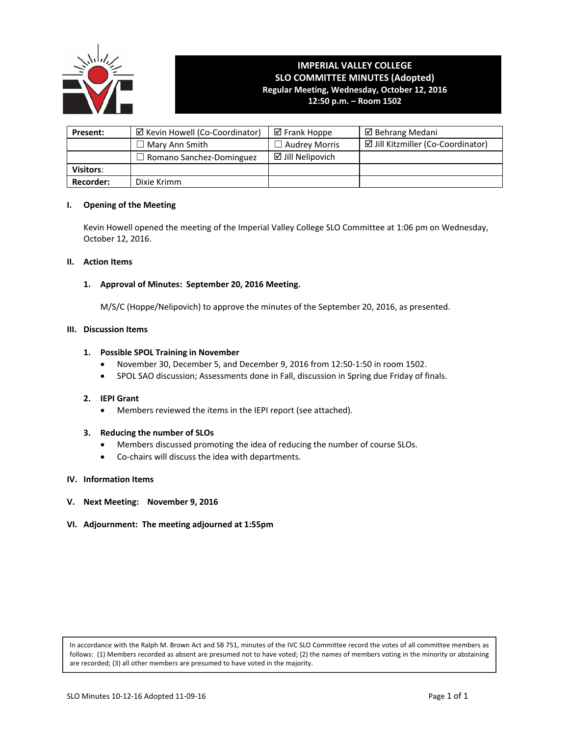# IMPERIAL VALLEY COLLEGE
## SLO COMMITTEE MINUTES (Adopted)
**Regular Meeting, Wednesday, October 12, 2016**
**12:50 p.m. – Room 1502**

| | | | |
|---|---|---|---|
| **Present:** | ☑ Kevin Howell (Co-Coordinator) | ☑ Frank Hoppe | ☑ Behrang Medani |
| | ☐ Mary Ann Smith | ☐ Audrey Morris | ☑ Jill Kitzmiller (Co-Coordinator) |
| | ☐ Romano Sanchez-Dominguez | ☑ Jill Nelipovich | |
| **Visitors**: | | | |
| **Recorder:** | Dixie Krimm | | |

**I. Opening of the Meeting**

Kevin Howell opened the meeting of the Imperial Valley College SLO Committee at 1:06 pm on Wednesday, October 12, 2016.

**II. Action Items**

**1. Approval of Minutes: September 20, 2016 Meeting.**

M/S/C (Hoppe/Nelipovich) to approve the minutes of the September 20, 2016, as presented.

**III. Discussion Items**

**1. Possible SPOL Training in November**

- November 30, December 5, and December 9, 2016 from 12:50-1:50 in room 1502.
- SPOL SAO discussion; Assessments done in Fall, discussion in Spring due Friday of finals.

**2. IEPI Grant**

- Members reviewed the items in the IEPI report (see attached).

**3. Reducing the number of SLOs**

- Members discussed promoting the idea of reducing the number of course SLOs.
- Co-chairs will discuss the idea with departments.

**IV. Information Items**

**V. Next Meeting: November 9, 2016**

**VI. Adjournment: The meeting adjourned at 1:55pm**

In accordance with the Ralph M. Brown Act and SB 751, minutes of the IVC SLO Committee record the votes of all committee members as follows: (1) Members recorded as absent are presumed not to have voted; (2) the names of members voting in the minority or abstaining are recorded; (3) all other members are presumed to have voted in the majority.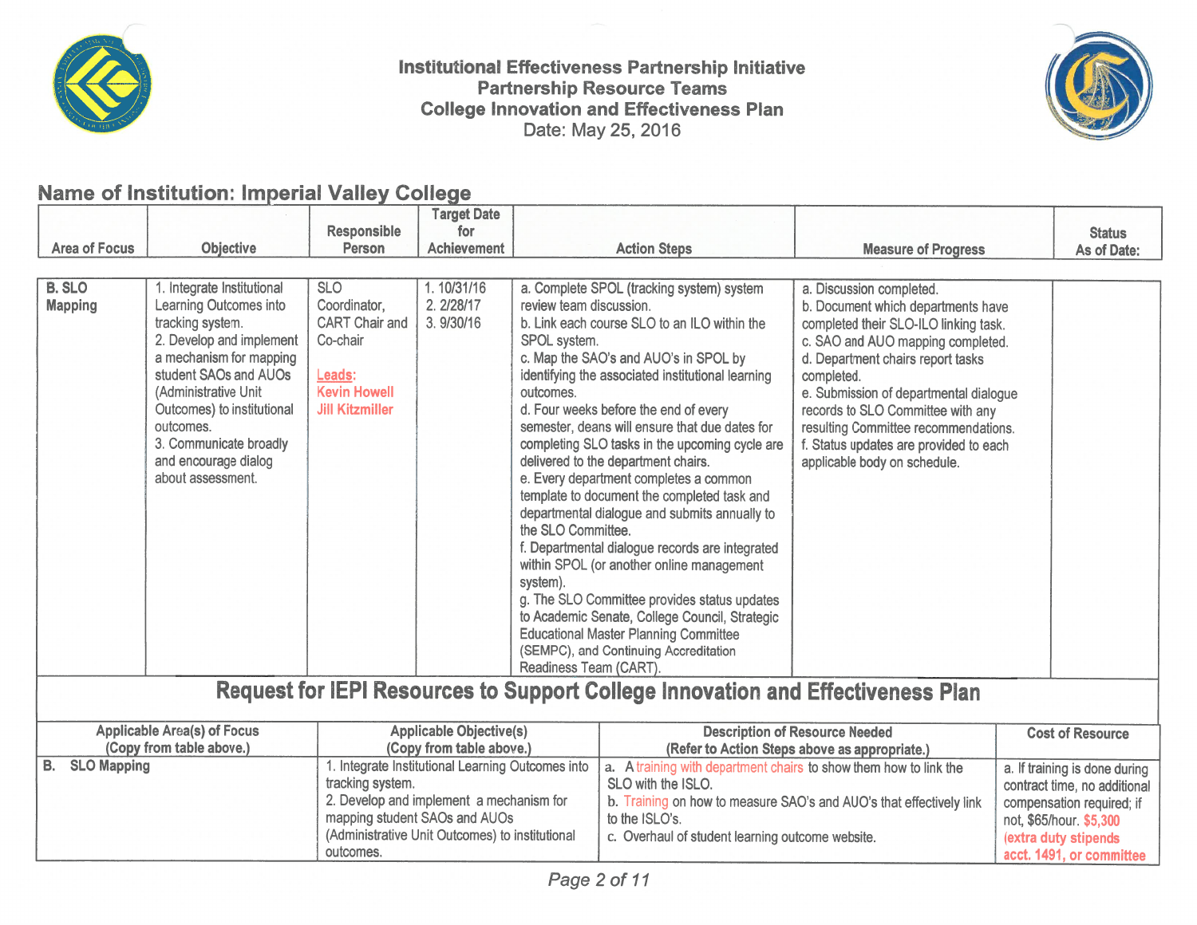# Institutional Effectiveness Partnership Initiative
## Partnership Resource Teams
## College Innovation and Effectiveness Plan
Date: May 25, 2016

## Name of Institution: Imperial Valley College

| Area of Focus | Objective | Responsible Person | Target Date for Achievement | Action Steps | Measure of Progress | Status As of Date: |
|---|---|---|---|---|---|---|
| **B. SLO Mapping** | 1. Integrate Institutional Learning Outcomes into tracking system.<br>2. Develop and implement a mechanism for mapping student SAOs and AUOs (Administrative Unit Outcomes) to institutional outcomes.<br>3. Communicate broadly and encourage dialog about assessment. | SLO Coordinator, CART Chair and Co-chair<br><br>Leads:<br>Kevin Howell<br>Jill Kitzmiller | 1. 10/31/16<br>2. 2/28/17<br>3. 9/30/16 | a. Complete SPOL (tracking system) system review team discussion.<br>b. Link each course SLO to an ILO within the SPOL system.<br>c. Map the SAO's and AUO's in SPOL by identifying the associated institutional learning outcomes.<br>d. Four weeks before the end of every semester, deans will ensure that due dates for completing SLO tasks in the upcoming cycle are delivered to the department chairs.<br>e. Every department completes a common template to document the completed task and departmental dialogue and submits annually to the SLO Committee.<br>f. Departmental dialogue records are integrated within SPOL (or another online management system).<br>g. The SLO Committee provides status updates to Academic Senate, College Council, Strategic Educational Master Planning Committee (SEMPC), and Continuing Accreditation Readiness Team (CART). | a. Discussion completed.<br>b. Document which departments have completed their SLO-ILO linking task.<br>c. SAO and AUO mapping completed.<br>d. Department chairs report tasks completed.<br>e. Submission of departmental dialogue records to SLO Committee with any resulting Committee recommendations.<br>f. Status updates are provided to each applicable body on schedule. | |

## Request for IEPI Resources to Support College Innovation and Effectiveness Plan

| Applicable Area(s) of Focus (Copy from table above.) | Applicable Objective(s) (Copy from table above.) | Description of Resource Needed (Refer to Action Steps above as appropriate.) | Cost of Resource |
|---|---|---|---|
| **B. SLO Mapping** | 1. Integrate Institutional Learning Outcomes into tracking system.<br>2. Develop and implement a mechanism for mapping student SAOs and AUOs (Administrative Unit Outcomes) to institutional outcomes. | a. A training with department chairs to show them how to link the SLO with the ISLO.<br>b. Training on how to measure SAO's and AUO's that effectively link to the ISLO's.<br>c. Overhaul of student learning outcome website. | a. If training is done during contract time, no additional compensation required; if not, $65/hour. $5,300 (extra duty stipends acct. 1491, or committee |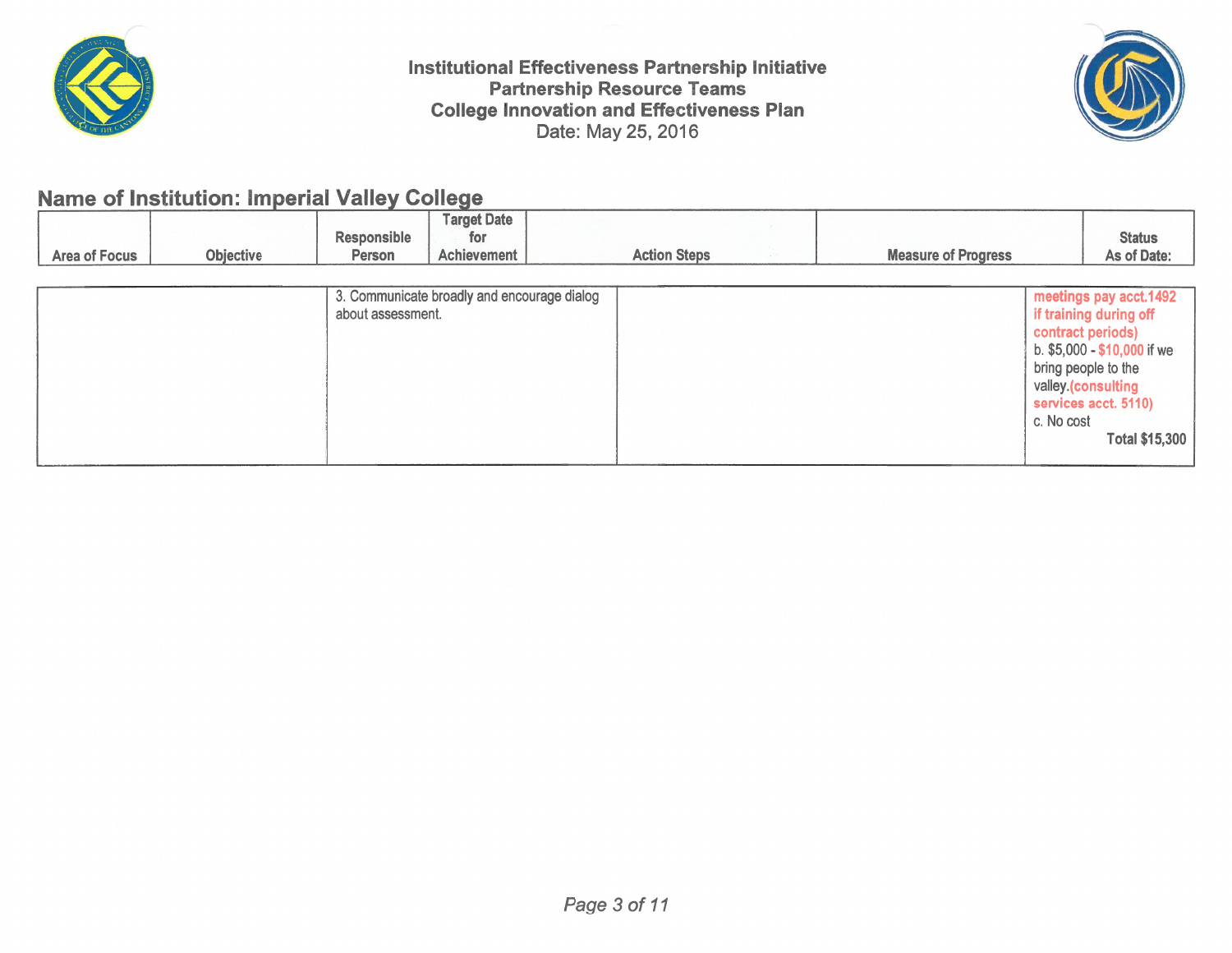## Name of Institution: Imperial Valley College

| Area of Focus | Objective | Responsible Person | Target Date for Achievement | Action Steps | Measure of Progress | Status As of Date: |
|---|---|---|---|---|---|---|
| | | 3. Communicate broadly and encourage dialog about assessment. | | | | meetings pay acct.1492 if training during off contract periods) b. $5,000 - $10,000 if we bring people to the valley.(consulting services acct. 5110) c. No cost **Total $15,300** |